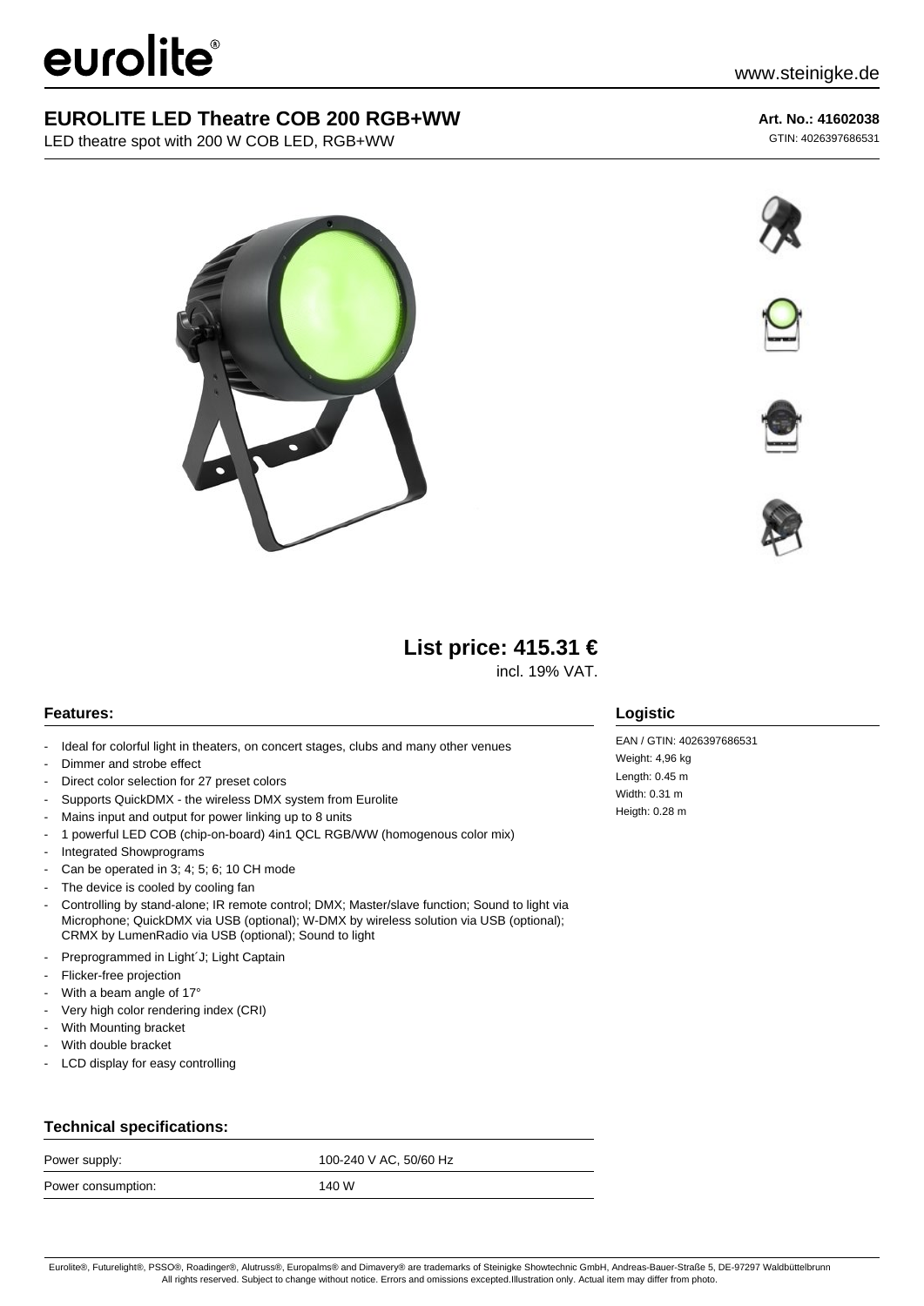# EUROLITE LED Theatre COB 200 RGB+WW

LED theatre spot with 200 W COB LED, RGB+WW

**Art. No.: 41602038**

GTIN: 4026397686531

## List price: 415.31 €

incl. 19% VAT.

### Features:

- Ideal for colorful light in theaters, on concert stages, clubs and many other venues
- Dimmer and strobe effect
- Direct color selection for 27 preset colors
- Supports QuickDMX - the wireless DMX system from Eurolite
- Mains input and output for power linking up to 8 units
- 1 powerful LED COB (chip-on-board) 4in1 QCL RGB/WW (homogenous color mix)
- Integrated Showprograms
- Can be operated in 3; 4; 5; 6; 10 CH mode
- The device is cooled by cooling fan
- Controlling by stand-alone; IR remote control; DMX; Master/slave function; Sound to light via Microphone; QuickDMX via USB (optional); W-DMX by wireless solution via USB (optional); CRMX by LumenRadio via USB (optional); Sound to light
- Preprogrammed in Light´J; Light Captain
- Flicker-free projection
- With a beam angle of 17°
- Very high color rendering index (CRI)
- With Mounting bracket
- With double bracket
- LCD display for easy controlling

### Logistic

EAN / GTIN: 4026397686531

Weight: 4,96 kg

Length: 0.45 m

Width: 0.31 m

Heigth: 0.28 m

### Technical specifications:

| | |
|---|---|
| Power supply: | 100-240 V AC, 50/60 Hz |
| Power consumption: | 140 W |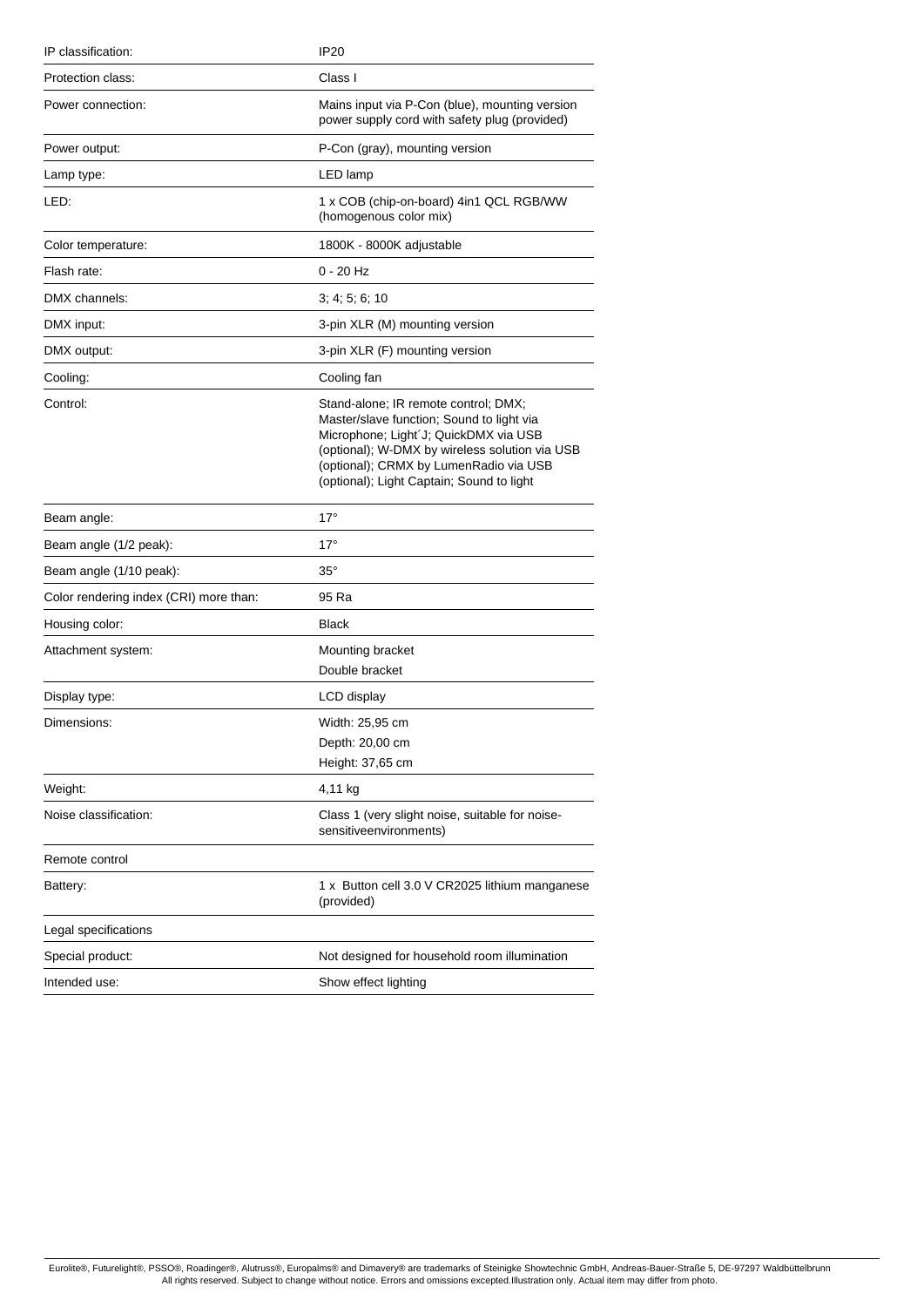| | |
|---|---|
| IP classification: | IP20 |
| Protection class: | Class I |
| Power connection: | Mains input via P-Con (blue), mounting version power supply cord with safety plug (provided) |
| Power output: | P-Con (gray), mounting version |
| Lamp type: | LED lamp |
| LED: | 1 x COB (chip-on-board) 4in1 QCL RGB/WW (homogenous color mix) |
| Color temperature: | 1800K - 8000K adjustable |
| Flash rate: | 0 - 20 Hz |
| DMX channels: | 3; 4; 5; 6; 10 |
| DMX input: | 3-pin XLR (M) mounting version |
| DMX output: | 3-pin XLR (F) mounting version |
| Cooling: | Cooling fan |
| Control: | Stand-alone; IR remote control; DMX; Master/slave function; Sound to light via Microphone; Light´J; QuickDMX via USB (optional); W-DMX by wireless solution via USB (optional); CRMX by LumenRadio via USB (optional); Light Captain; Sound to light |
| Beam angle: | 17° |
| Beam angle (1/2 peak): | 17° |
| Beam angle (1/10 peak): | 35° |
| Color rendering index (CRI) more than: | 95 Ra |
| Housing color: | Black |
| Attachment system: | Mounting bracket<br>Double bracket |
| Display type: | LCD display |
| Dimensions: | Width: 25,95 cm<br>Depth: 20,00 cm<br>Height: 37,65 cm |
| Weight: | 4,11 kg |
| Noise classification: | Class 1 (very slight noise, suitable for noise-sensitiveenvironments) |
| Remote control | |
| Battery: | 1 x Button cell 3.0 V CR2025 lithium manganese (provided) |
| Legal specifications | |
| Special product: | Not designed for household room illumination |
| Intended use: | Show effect lighting |

Eurolite®, Futurelight®, PSSO®, Roadinger®, Alutruss®, Europalms® and Dimavery® are trademarks of Steinigke Showtechnic GmbH, Andreas-Bauer-Straße 5, DE-97297 Waldbüttelbrunn
All rights reserved. Subject to change without notice. Errors and omissions excepted.Illustration only. Actual item may differ from photo.